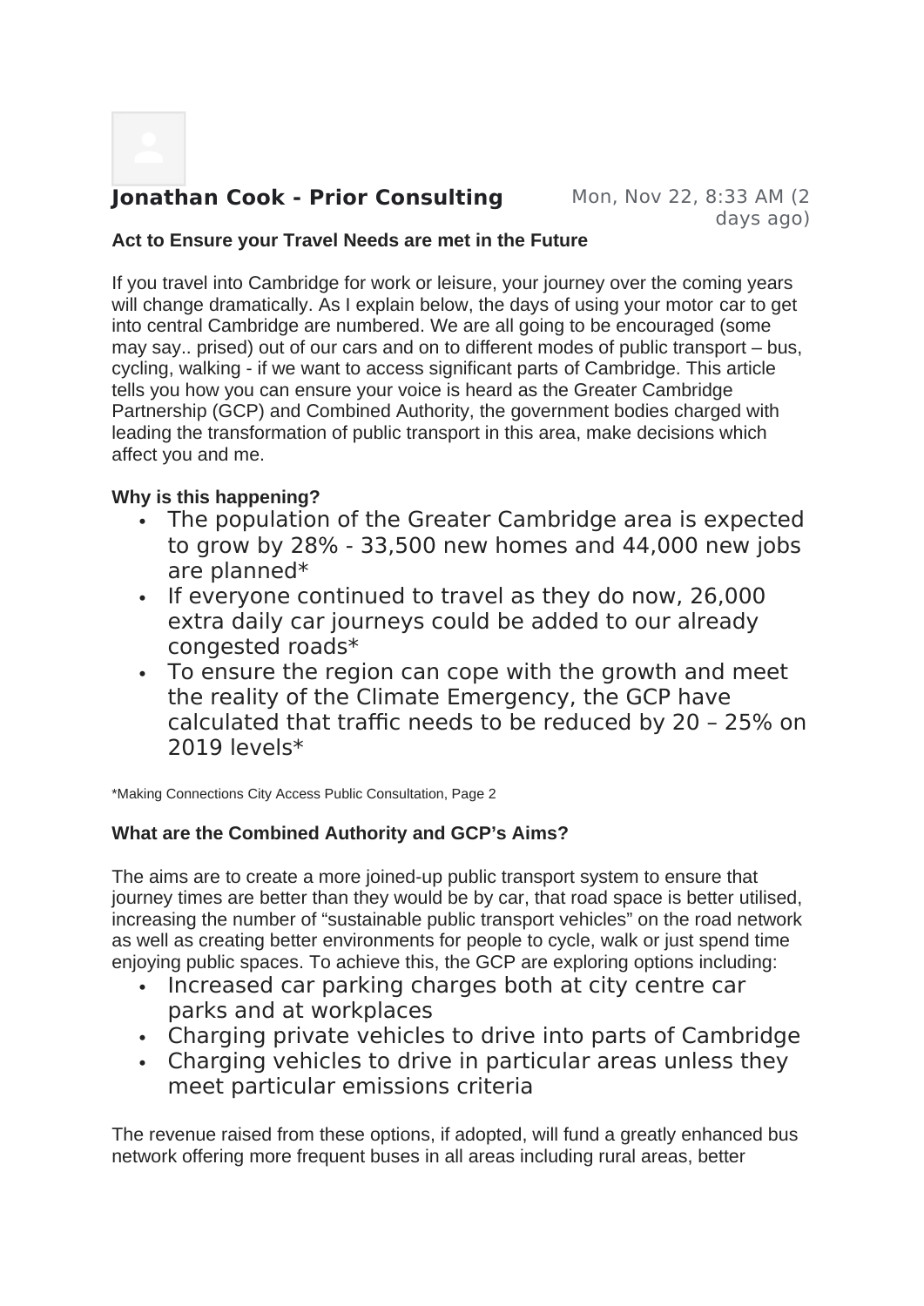**Jonathan Cook - Prior Consulting** Mon, Nov 22, 8:33 AM (2 days ago)

**Act to Ensure your Travel Needs are met in the Future**

If you travel into Cambridge for work or leisure, your journey over the coming years will change dramatically. As I explain below, the days of using your motor car to get into central Cambridge are numbered. We are all going to be encouraged (some may say.. prised) out of our cars and on to different modes of public transport – bus, cycling, walking - if we want to access significant parts of Cambridge. This article tells you how you can ensure your voice is heard as the Greater Cambridge Partnership (GCP) and Combined Authority, the government bodies charged with leading the transformation of public transport in this area, make decisions which affect you and me.

**Why is this happening?**

- The population of the Greater Cambridge area is expected to grow by 28% - 33,500 new homes and 44,000 new jobs are planned*
- If everyone continued to travel as they do now, 26,000 extra daily car journeys could be added to our already congested roads*
- To ensure the region can cope with the growth and meet the reality of the Climate Emergency, the GCP have calculated that traffic needs to be reduced by 20 – 25% on 2019 levels*

*Making Connections City Access Public Consultation, Page 2

**What are the Combined Authority and GCP's Aims?**

The aims are to create a more joined-up public transport system to ensure that journey times are better than they would be by car, that road space is better utilised, increasing the number of "sustainable public transport vehicles" on the road network as well as creating better environments for people to cycle, walk or just spend time enjoying public spaces. To achieve this, the GCP are exploring options including:

- Increased car parking charges both at city centre car parks and at workplaces
- Charging private vehicles to drive into parts of Cambridge
- Charging vehicles to drive in particular areas unless they meet particular emissions criteria

The revenue raised from these options, if adopted, will fund a greatly enhanced bus network offering more frequent buses in all areas including rural areas, better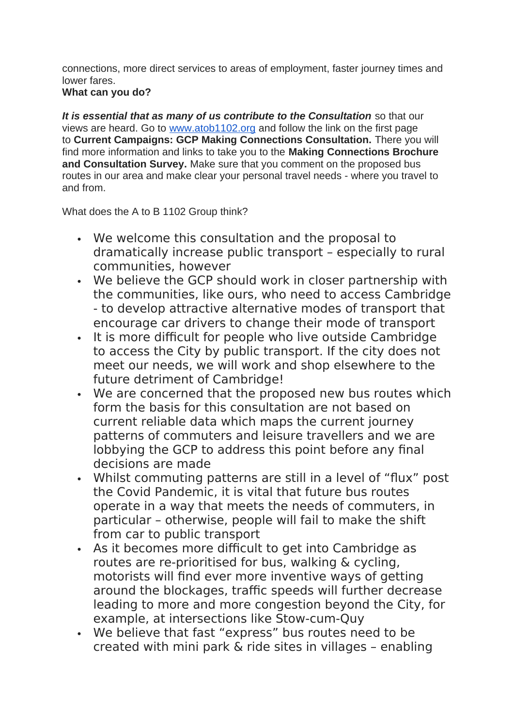connections, more direct services to areas of employment, faster journey times and lower fares.

**What can you do?**

***It is essential that as many of us contribute to the Consultation*** so that our views are heard. Go to [www.atob1102.org](www.atob1102.org) and follow the link on the first page to **Current Campaigns: GCP Making Connections Consultation.** There you will find more information and links to take you to the **Making Connections Brochure and Consultation Survey.** Make sure that you comment on the proposed bus routes in our area and make clear your personal travel needs - where you travel to and from.

What does the A to B 1102 Group think?

- We welcome this consultation and the proposal to dramatically increase public transport – especially to rural communities, however
- We believe the GCP should work in closer partnership with the communities, like ours, who need to access Cambridge - to develop attractive alternative modes of transport that encourage car drivers to change their mode of transport
- It is more difficult for people who live outside Cambridge to access the City by public transport. If the city does not meet our needs, we will work and shop elsewhere to the future detriment of Cambridge!
- We are concerned that the proposed new bus routes which form the basis for this consultation are not based on current reliable data which maps the current journey patterns of commuters and leisure travellers and we are lobbying the GCP to address this point before any final decisions are made
- Whilst commuting patterns are still in a level of "flux" post the Covid Pandemic, it is vital that future bus routes operate in a way that meets the needs of commuters, in particular – otherwise, people will fail to make the shift from car to public transport
- As it becomes more difficult to get into Cambridge as routes are re-prioritised for bus, walking & cycling, motorists will find ever more inventive ways of getting around the blockages, traffic speeds will further decrease leading to more and more congestion beyond the City, for example, at intersections like Stow-cum-Quy
- We believe that fast "express" bus routes need to be created with mini park & ride sites in villages – enabling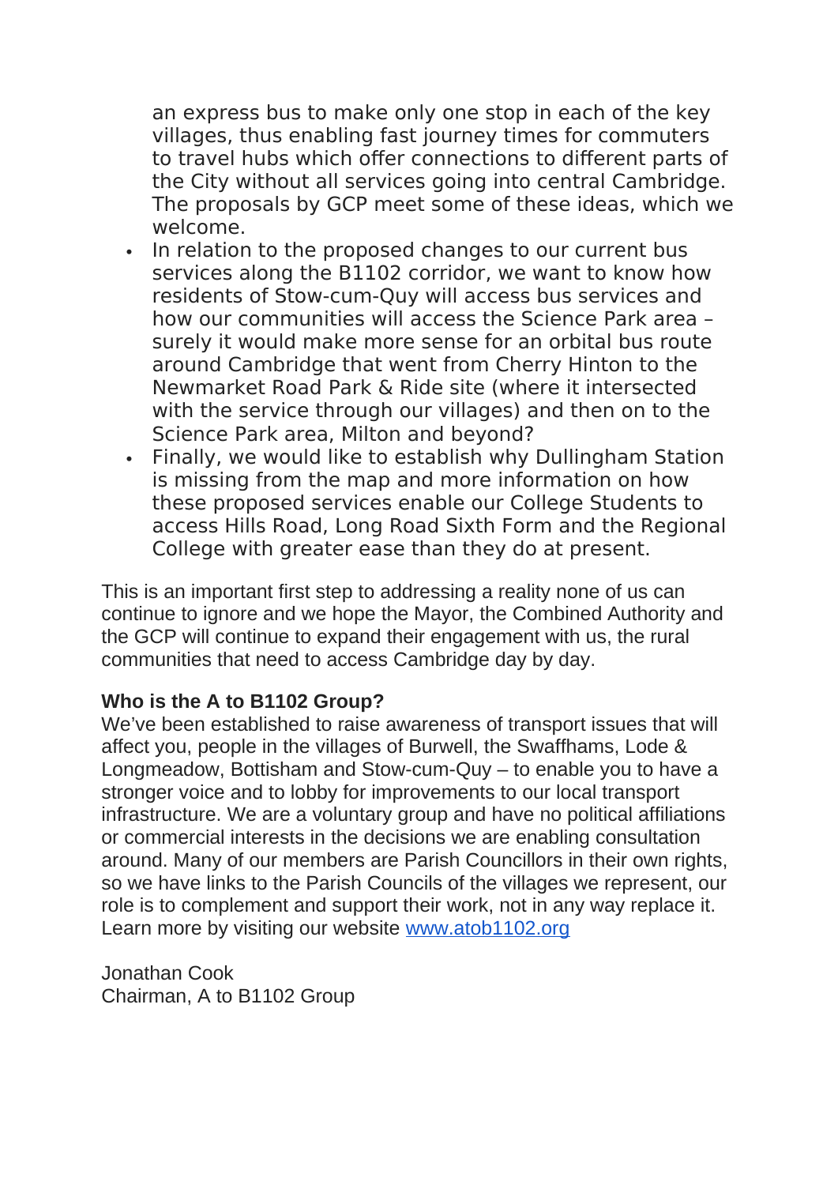an express bus to make only one stop in each of the key villages, thus enabling fast journey times for commuters to travel hubs which offer connections to different parts of the City without all services going into central Cambridge. The proposals by GCP meet some of these ideas, which we welcome.

- In relation to the proposed changes to our current bus services along the B1102 corridor, we want to know how residents of Stow-cum-Quy will access bus services and how our communities will access the Science Park area – surely it would make more sense for an orbital bus route around Cambridge that went from Cherry Hinton to the Newmarket Road Park & Ride site (where it intersected with the service through our villages) and then on to the Science Park area, Milton and beyond?
- Finally, we would like to establish why Dullingham Station is missing from the map and more information on how these proposed services enable our College Students to access Hills Road, Long Road Sixth Form and the Regional College with greater ease than they do at present.

This is an important first step to addressing a reality none of us can continue to ignore and we hope the Mayor, the Combined Authority and the GCP will continue to expand their engagement with us, the rural communities that need to access Cambridge day by day.

**Who is the A to B1102 Group?**

We've been established to raise awareness of transport issues that will affect you, people in the villages of Burwell, the Swaffhams, Lode & Longmeadow, Bottisham and Stow-cum-Quy – to enable you to have a stronger voice and to lobby for improvements to our local transport infrastructure. We are a voluntary group and have no political affiliations or commercial interests in the decisions we are enabling consultation around. Many of our members are Parish Councillors in their own rights, so we have links to the Parish Councils of the villages we represent, our role is to complement and support their work, not in any way replace it. Learn more by visiting our website [www.atob1102.org](http://www.atob1102.org)

Jonathan Cook
Chairman, A to B1102 Group